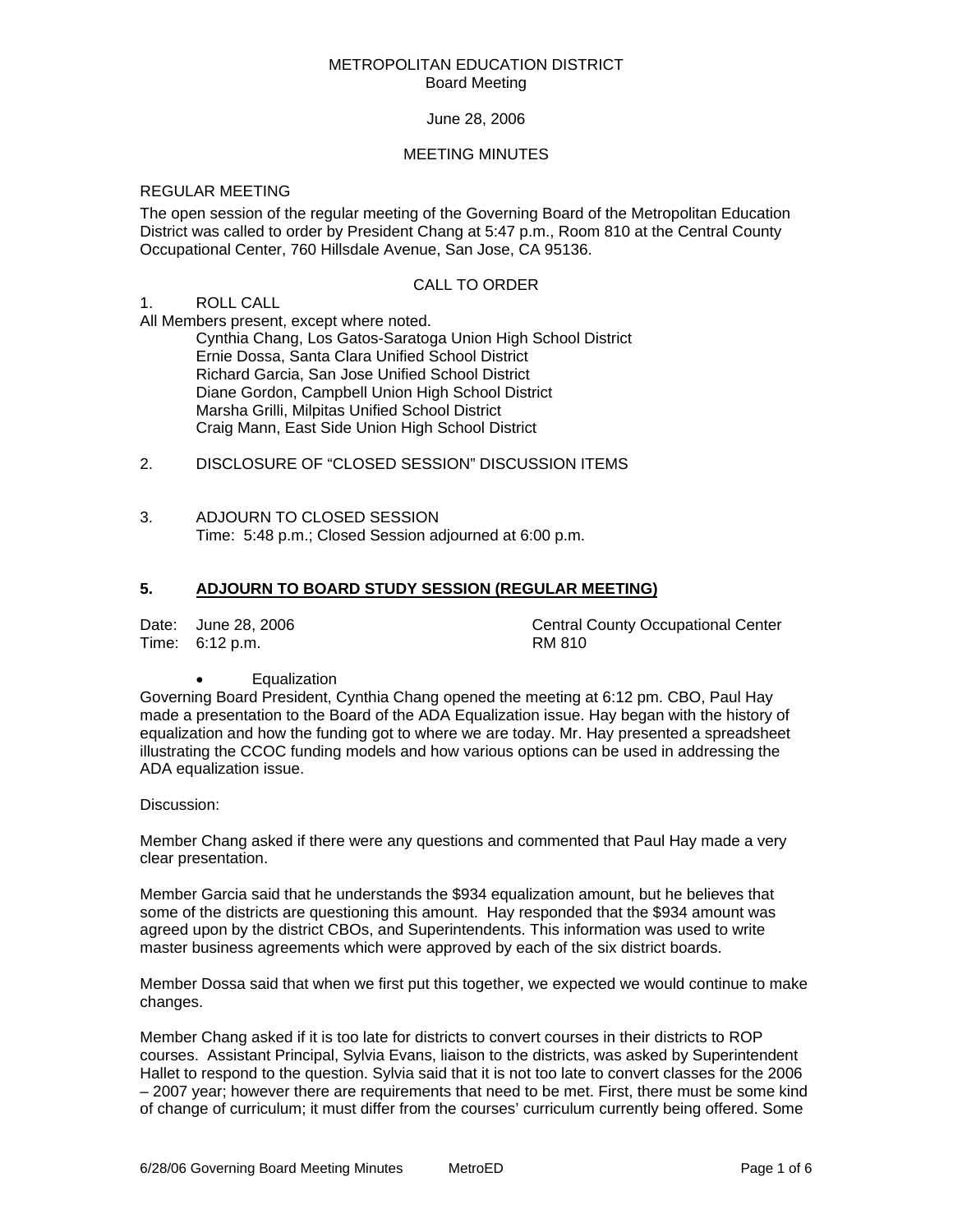METROPOLITAN EDUCATION DISTRICT
Board Meeting

June 28, 2006

MEETING MINUTES

REGULAR MEETING

The open session of the regular meeting of the Governing Board of the Metropolitan Education District was called to order by President Chang at 5:47 p.m., Room 810 at the Central County Occupational Center, 760 Hillsdale Avenue, San Jose, CA 95136.

CALL TO ORDER

1. ROLL CALL

All Members present, except where noted.

- Cynthia Chang, Los Gatos-Saratoga Union High School District
- Ernie Dossa, Santa Clara Unified School District
- Richard Garcia, San Jose Unified School District
- Diane Gordon, Campbell Union High School District
- Marsha Grilli, Milpitas Unified School District
- Craig Mann, East Side Union High School District

2. DISCLOSURE OF "CLOSED SESSION" DISCUSSION ITEMS

3. ADJOURN TO CLOSED SESSION
   Time: 5:48 p.m.; Closed Session adjourned at 6:00 p.m.

**5. ADJOURN TO BOARD STUDY SESSION (REGULAR MEETING)**

Date: June 28, 2006 — Central County Occupational Center
Time: 6:12 p.m. — RM 810

- Equalization

Governing Board President, Cynthia Chang opened the meeting at 6:12 pm. CBO, Paul Hay made a presentation to the Board of the ADA Equalization issue. Hay began with the history of equalization and how the funding got to where we are today. Mr. Hay presented a spreadsheet illustrating the CCOC funding models and how various options can be used in addressing the ADA equalization issue.

Discussion:

Member Chang asked if there were any questions and commented that Paul Hay made a very clear presentation.

Member Garcia said that he understands the $934 equalization amount, but he believes that some of the districts are questioning this amount. Hay responded that the $934 amount was agreed upon by the district CBOs, and Superintendents. This information was used to write master business agreements which were approved by each of the six district boards.

Member Dossa said that when we first put this together, we expected we would continue to make changes.

Member Chang asked if it is too late for districts to convert courses in their districts to ROP courses. Assistant Principal, Sylvia Evans, liaison to the districts, was asked by Superintendent Hallet to respond to the question. Sylvia said that it is not too late to convert classes for the 2006 – 2007 year; however there are requirements that need to be met. First, there must be some kind of change of curriculum; it must differ from the courses' curriculum currently being offered. Some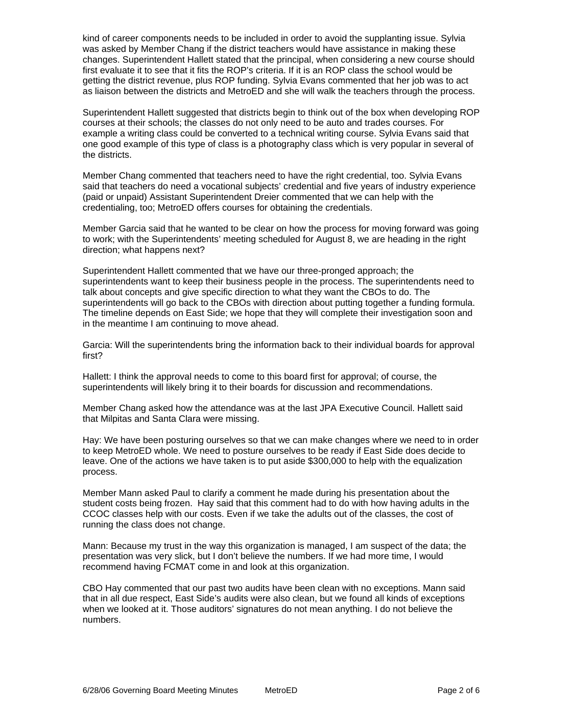kind of career components needs to be included in order to avoid the supplanting issue. Sylvia was asked by Member Chang if the district teachers would have assistance in making these changes. Superintendent Hallett stated that the principal, when considering a new course should first evaluate it to see that it fits the ROP's criteria. If it is an ROP class the school would be getting the district revenue, plus ROP funding. Sylvia Evans commented that her job was to act as liaison between the districts and MetroED and she will walk the teachers through the process.

Superintendent Hallett suggested that districts begin to think out of the box when developing ROP courses at their schools; the classes do not only need to be auto and trades courses. For example a writing class could be converted to a technical writing course. Sylvia Evans said that one good example of this type of class is a photography class which is very popular in several of the districts.

Member Chang commented that teachers need to have the right credential, too. Sylvia Evans said that teachers do need a vocational subjects' credential and five years of industry experience (paid or unpaid) Assistant Superintendent Dreier commented that we can help with the credentialing, too; MetroED offers courses for obtaining the credentials.

Member Garcia said that he wanted to be clear on how the process for moving forward was going to work; with the Superintendents' meeting scheduled for August 8, we are heading in the right direction; what happens next?

Superintendent Hallett commented that we have our three-pronged approach; the superintendents want to keep their business people in the process. The superintendents need to talk about concepts and give specific direction to what they want the CBOs to do. The superintendents will go back to the CBOs with direction about putting together a funding formula. The timeline depends on East Side; we hope that they will complete their investigation soon and in the meantime I am continuing to move ahead.

Garcia: Will the superintendents bring the information back to their individual boards for approval first?

Hallett: I think the approval needs to come to this board first for approval; of course, the superintendents will likely bring it to their boards for discussion and recommendations.

Member Chang asked how the attendance was at the last JPA Executive Council. Hallett said that Milpitas and Santa Clara were missing.

Hay: We have been posturing ourselves so that we can make changes where we need to in order to keep MetroED whole. We need to posture ourselves to be ready if East Side does decide to leave. One of the actions we have taken is to put aside $300,000 to help with the equalization process.

Member Mann asked Paul to clarify a comment he made during his presentation about the student costs being frozen. Hay said that this comment had to do with how having adults in the CCOC classes help with our costs. Even if we take the adults out of the classes, the cost of running the class does not change.

Mann: Because my trust in the way this organization is managed, I am suspect of the data; the presentation was very slick, but I don't believe the numbers. If we had more time, I would recommend having FCMAT come in and look at this organization.

CBO Hay commented that our past two audits have been clean with no exceptions. Mann said that in all due respect, East Side's audits were also clean, but we found all kinds of exceptions when we looked at it. Those auditors' signatures do not mean anything. I do not believe the numbers.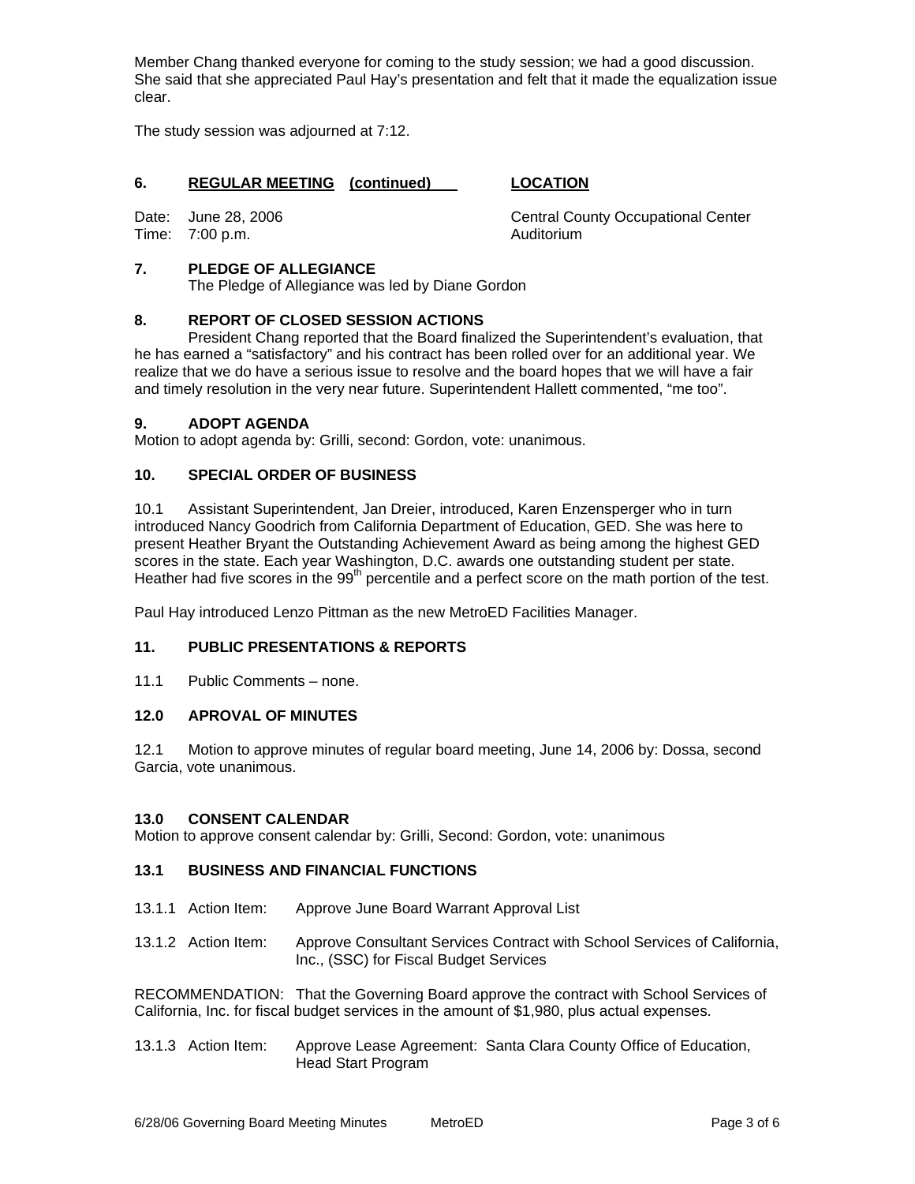Member Chang thanked everyone for coming to the study session; we had a good discussion. She said that she appreciated Paul Hay's presentation and felt that it made the equalization issue clear.

The study session was adjourned at 7:12.

## 6. REGULAR MEETING (continued) LOCATION

Date: June 28, 2006 — Central County Occupational Center
Time: 7:00 p.m. — Auditorium

## 7. PLEDGE OF ALLEGIANCE

The Pledge of Allegiance was led by Diane Gordon

## 8. REPORT OF CLOSED SESSION ACTIONS

President Chang reported that the Board finalized the Superintendent's evaluation, that he has earned a "satisfactory" and his contract has been rolled over for an additional year. We realize that we do have a serious issue to resolve and the board hopes that we will have a fair and timely resolution in the very near future. Superintendent Hallett commented, "me too".

## 9. ADOPT AGENDA

Motion to adopt agenda by: Grilli, second: Gordon, vote: unanimous.

## 10. SPECIAL ORDER OF BUSINESS

10.1 Assistant Superintendent, Jan Dreier, introduced, Karen Enzensperger who in turn introduced Nancy Goodrich from California Department of Education, GED. She was here to present Heather Bryant the Outstanding Achievement Award as being among the highest GED scores in the state. Each year Washington, D.C. awards one outstanding student per state. Heather had five scores in the 99th percentile and a perfect score on the math portion of the test.

Paul Hay introduced Lenzo Pittman as the new MetroED Facilities Manager.

## 11. PUBLIC PRESENTATIONS & REPORTS

11.1 Public Comments – none.

## 12.0 APROVAL OF MINUTES

12.1 Motion to approve minutes of regular board meeting, June 14, 2006 by: Dossa, second Garcia, vote unanimous.

## 13.0 CONSENT CALENDAR

Motion to approve consent calendar by: Grilli, Second: Gordon, vote: unanimous

## 13.1 BUSINESS AND FINANCIAL FUNCTIONS

13.1.1 Action Item: Approve June Board Warrant Approval List

13.1.2 Action Item: Approve Consultant Services Contract with School Services of California, Inc., (SSC) for Fiscal Budget Services

RECOMMENDATION: That the Governing Board approve the contract with School Services of California, Inc. for fiscal budget services in the amount of $1,980, plus actual expenses.

13.1.3 Action Item: Approve Lease Agreement: Santa Clara County Office of Education, Head Start Program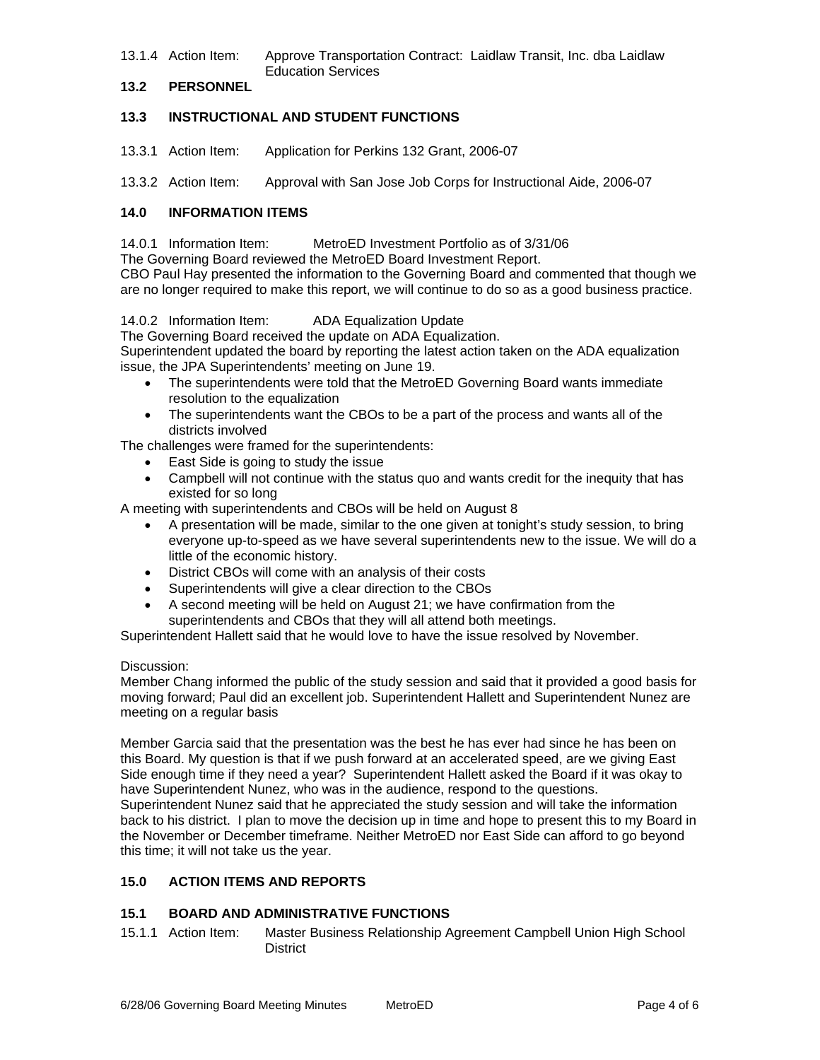13.1.4 Action Item: Approve Transportation Contract: Laidlaw Transit, Inc. dba Laidlaw Education Services

### 13.2 PERSONNEL

### 13.3 INSTRUCTIONAL AND STUDENT FUNCTIONS

13.3.1 Action Item: Application for Perkins 132 Grant, 2006-07

13.3.2 Action Item: Approval with San Jose Job Corps for Instructional Aide, 2006-07

## 14.0 INFORMATION ITEMS

14.0.1 Information Item: MetroED Investment Portfolio as of 3/31/06
The Governing Board reviewed the MetroED Board Investment Report.
CBO Paul Hay presented the information to the Governing Board and commented that though we are no longer required to make this report, we will continue to do so as a good business practice.

14.0.2 Information Item: ADA Equalization Update
The Governing Board received the update on ADA Equalization.
Superintendent updated the board by reporting the latest action taken on the ADA equalization issue, the JPA Superintendents' meeting on June 19.

- The superintendents were told that the MetroED Governing Board wants immediate resolution to the equalization
- The superintendents want the CBOs to be a part of the process and wants all of the districts involved

The challenges were framed for the superintendents:

- East Side is going to study the issue
- Campbell will not continue with the status quo and wants credit for the inequity that has existed for so long

A meeting with superintendents and CBOs will be held on August 8

- A presentation will be made, similar to the one given at tonight's study session, to bring everyone up-to-speed as we have several superintendents new to the issue. We will do a little of the economic history.
- District CBOs will come with an analysis of their costs
- Superintendents will give a clear direction to the CBOs
- A second meeting will be held on August 21; we have confirmation from the superintendents and CBOs that they will all attend both meetings.

Superintendent Hallett said that he would love to have the issue resolved by November.

Discussion:
Member Chang informed the public of the study session and said that it provided a good basis for moving forward; Paul did an excellent job. Superintendent Hallett and Superintendent Nunez are meeting on a regular basis

Member Garcia said that the presentation was the best he has ever had since he has been on this Board. My question is that if we push forward at an accelerated speed, are we giving East Side enough time if they need a year? Superintendent Hallett asked the Board if it was okay to have Superintendent Nunez, who was in the audience, respond to the questions.
Superintendent Nunez said that he appreciated the study session and will take the information back to his district. I plan to move the decision up in time and hope to present this to my Board in the November or December timeframe. Neither MetroED nor East Side can afford to go beyond this time; it will not take us the year.

## 15.0 ACTION ITEMS AND REPORTS

### 15.1 BOARD AND ADMINISTRATIVE FUNCTIONS

15.1.1 Action Item: Master Business Relationship Agreement Campbell Union High School District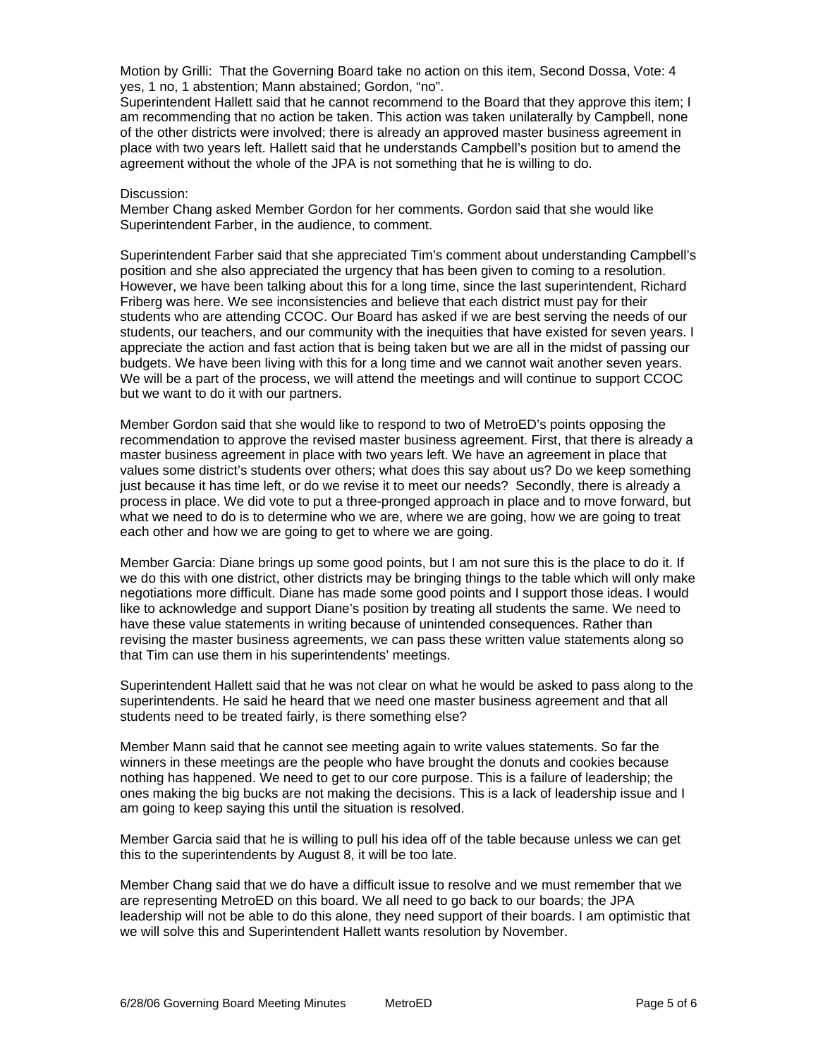Motion by Grilli: That the Governing Board take no action on this item, Second Dossa, Vote: 4 yes, 1 no, 1 abstention; Mann abstained; Gordon, "no".
Superintendent Hallett said that he cannot recommend to the Board that they approve this item; I am recommending that no action be taken. This action was taken unilaterally by Campbell, none of the other districts were involved; there is already an approved master business agreement in place with two years left. Hallett said that he understands Campbell's position but to amend the agreement without the whole of the JPA is not something that he is willing to do.

Discussion:
Member Chang asked Member Gordon for her comments. Gordon said that she would like Superintendent Farber, in the audience, to comment.

Superintendent Farber said that she appreciated Tim's comment about understanding Campbell's position and she also appreciated the urgency that has been given to coming to a resolution. However, we have been talking about this for a long time, since the last superintendent, Richard Friberg was here. We see inconsistencies and believe that each district must pay for their students who are attending CCOC. Our Board has asked if we are best serving the needs of our students, our teachers, and our community with the inequities that have existed for seven years. I appreciate the action and fast action that is being taken but we are all in the midst of passing our budgets. We have been living with this for a long time and we cannot wait another seven years. We will be a part of the process, we will attend the meetings and will continue to support CCOC but we want to do it with our partners.

Member Gordon said that she would like to respond to two of MetroED's points opposing the recommendation to approve the revised master business agreement. First, that there is already a master business agreement in place with two years left. We have an agreement in place that values some district's students over others; what does this say about us? Do we keep something just because it has time left, or do we revise it to meet our needs? Secondly, there is already a process in place. We did vote to put a three-pronged approach in place and to move forward, but what we need to do is to determine who we are, where we are going, how we are going to treat each other and how we are going to get to where we are going.

Member Garcia: Diane brings up some good points, but I am not sure this is the place to do it. If we do this with one district, other districts may be bringing things to the table which will only make negotiations more difficult. Diane has made some good points and I support those ideas. I would like to acknowledge and support Diane's position by treating all students the same. We need to have these value statements in writing because of unintended consequences. Rather than revising the master business agreements, we can pass these written value statements along so that Tim can use them in his superintendents' meetings.

Superintendent Hallett said that he was not clear on what he would be asked to pass along to the superintendents. He said he heard that we need one master business agreement and that all students need to be treated fairly, is there something else?

Member Mann said that he cannot see meeting again to write values statements. So far the winners in these meetings are the people who have brought the donuts and cookies because nothing has happened. We need to get to our core purpose. This is a failure of leadership; the ones making the big bucks are not making the decisions. This is a lack of leadership issue and I am going to keep saying this until the situation is resolved.

Member Garcia said that he is willing to pull his idea off of the table because unless we can get this to the superintendents by August 8, it will be too late.

Member Chang said that we do have a difficult issue to resolve and we must remember that we are representing MetroED on this board. We all need to go back to our boards; the JPA leadership will not be able to do this alone, they need support of their boards. I am optimistic that we will solve this and Superintendent Hallett wants resolution by November.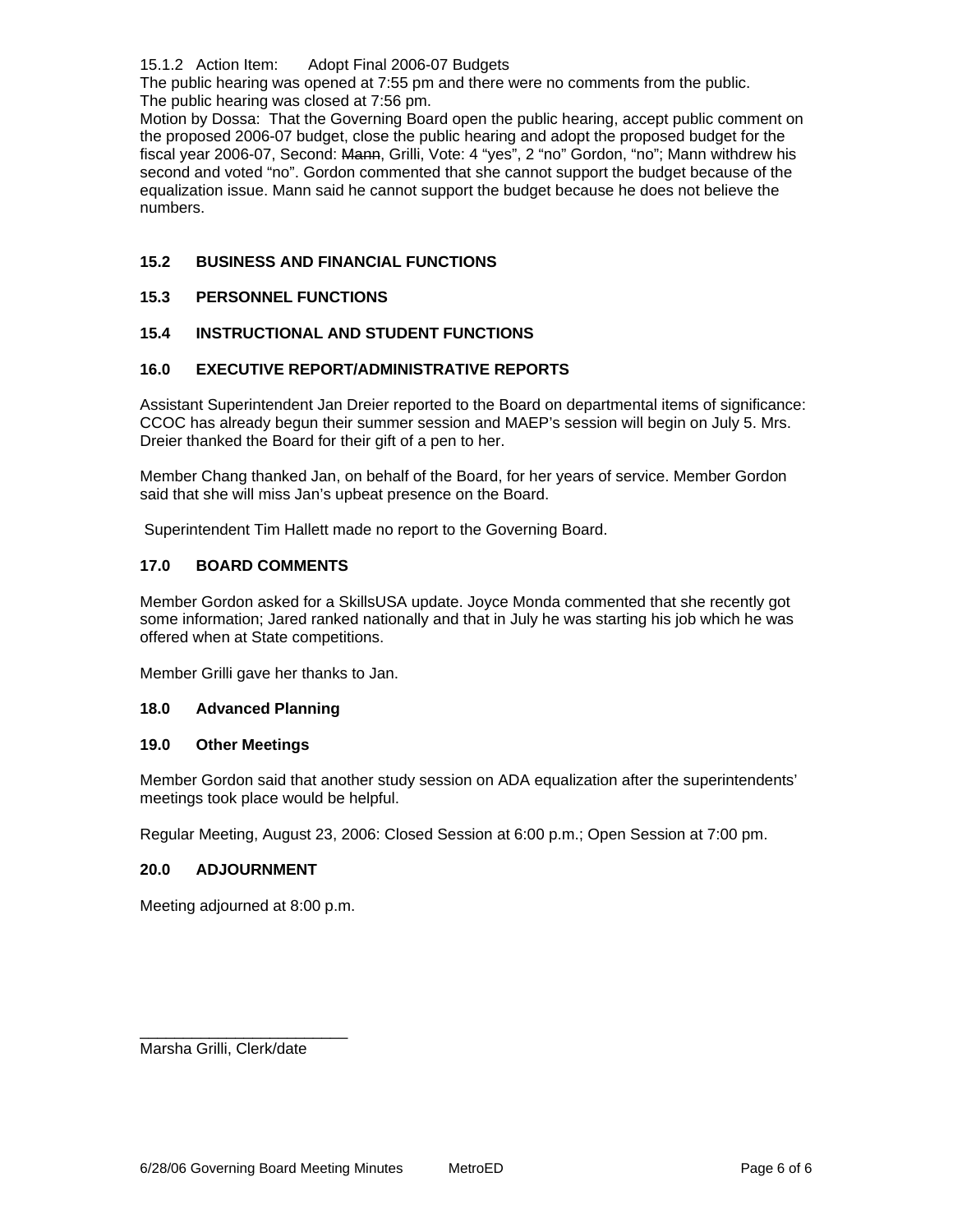15.1.2 Action Item: Adopt Final 2006-07 Budgets

The public hearing was opened at 7:55 pm and there were no comments from the public.
The public hearing was closed at 7:56 pm.

Motion by Dossa: That the Governing Board open the public hearing, accept public comment on the proposed 2006-07 budget, close the public hearing and adopt the proposed budget for the fiscal year 2006-07, Second: ~~Mann~~, Grilli, Vote: 4 "yes", 2 "no" Gordon, "no"; Mann withdrew his second and voted "no". Gordon commented that she cannot support the budget because of the equalization issue. Mann said he cannot support the budget because he does not believe the numbers.

**15.2 BUSINESS AND FINANCIAL FUNCTIONS**

**15.3 PERSONNEL FUNCTIONS**

**15.4 INSTRUCTIONAL AND STUDENT FUNCTIONS**

**16.0 EXECUTIVE REPORT/ADMINISTRATIVE REPORTS**

Assistant Superintendent Jan Dreier reported to the Board on departmental items of significance: CCOC has already begun their summer session and MAEP's session will begin on July 5. Mrs. Dreier thanked the Board for their gift of a pen to her.

Member Chang thanked Jan, on behalf of the Board, for her years of service. Member Gordon said that she will miss Jan's upbeat presence on the Board.

Superintendent Tim Hallett made no report to the Governing Board.

**17.0 BOARD COMMENTS**

Member Gordon asked for a SkillsUSA update. Joyce Monda commented that she recently got some information; Jared ranked nationally and that in July he was starting his job which he was offered when at State competitions.

Member Grilli gave her thanks to Jan.

**18.0 Advanced Planning**

**19.0 Other Meetings**

Member Gordon said that another study session on ADA equalization after the superintendents' meetings took place would be helpful.

Regular Meeting, August 23, 2006: Closed Session at 6:00 p.m.; Open Session at 7:00 pm.

**20.0 ADJOURNMENT**

Meeting adjourned at 8:00 p.m.

________________________
Marsha Grilli, Clerk/date